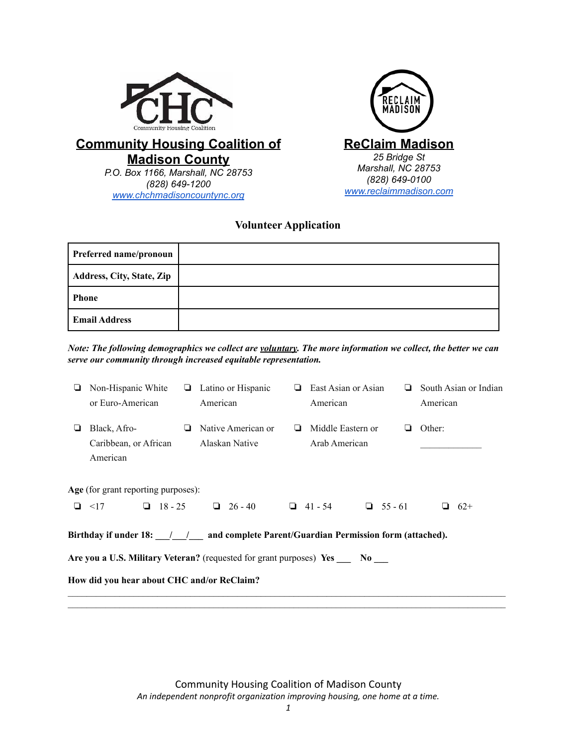**Community Housing Coalition of Madison County**
*P.O. Box 1166, Marshall, NC 28753*
*(828) 649-1200*
*www.chchmadisoncountync.org*

**ReClaim Madison**
*25 Bridge St*
*Marshall, NC 28753*
*(828) 649-0100*
*www.reclaimmadison.com*

## Volunteer Application

| **Preferred name/pronoun** | |
|---|---|
| **Address, City, State, Zip** | |
| **Phone** | |
| **Email Address** | |

***Note: The following demographics we collect are voluntary. The more information we collect, the better we can serve our community through increased equitable representation.***

- ❑ Non-Hispanic White or Euro-American
- ❑ Latino or Hispanic American
- ❑ East Asian or Asian American
- ❑ South Asian or Indian American
- ❑ Black, Afro-Caribbean, or African American
- ❑ Native American or Alaskan Native
- ❑ Middle Eastern or Arab American
- ❑ Other: ____________

**Age** (for grant reporting purposes):

❑ <17 ❑ 18 - 25 ❑ 26 - 40 ❑ 41 - 54 ❑ 55 - 61 ❑ 62+

**Birthday if under 18: ___/___/___ and complete Parent/Guardian Permission form (attached).**

**Are you a U.S. Military Veteran?** (requested for grant purposes) **Yes ___ No ___**

**How did you hear about CHC and/or ReClaim?**

_______________________________________________________________________________

_______________________________________________________________________________

Community Housing Coalition of Madison County
*An independent nonprofit organization improving housing, one home at a time.*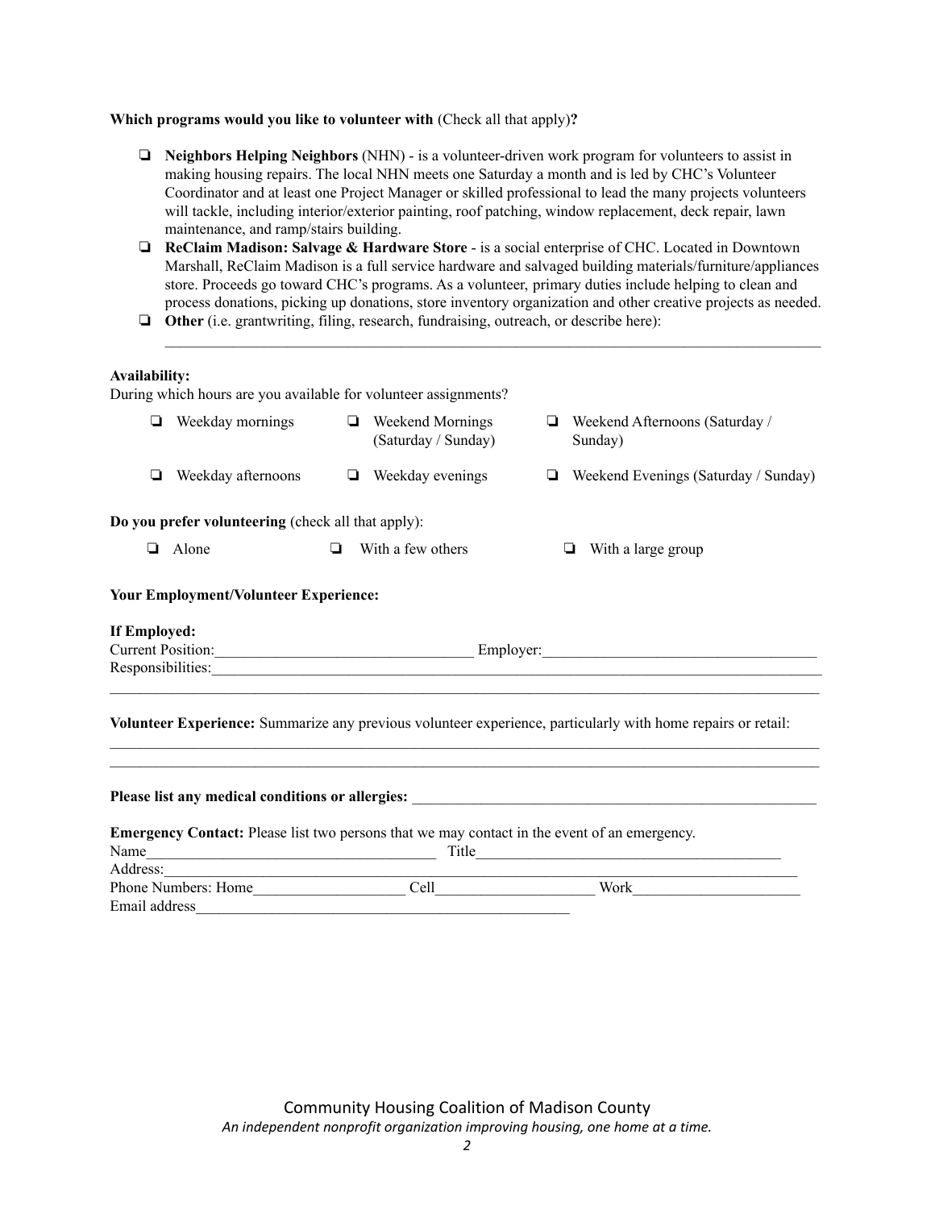**Which programs would you like to volunteer with** (Check all that apply)**?**

- ❏ **Neighbors Helping Neighbors** (NHN) - is a volunteer-driven work program for volunteers to assist in making housing repairs. The local NHN meets one Saturday a month and is led by CHC's Volunteer Coordinator and at least one Project Manager or skilled professional to lead the many projects volunteers will tackle, including interior/exterior painting, roof patching, window replacement, deck repair, lawn maintenance, and ramp/stairs building.
- ❏ **ReClaim Madison: Salvage & Hardware Store** - is a social enterprise of CHC. Located in Downtown Marshall, ReClaim Madison is a full service hardware and salvaged building materials/furniture/appliances store. Proceeds go toward CHC's programs. As a volunteer, primary duties include helping to clean and process donations, picking up donations, store inventory organization and other creative projects as needed.
- ❏ **Other** (i.e. grantwriting, filing, research, fundraising, outreach, or describe here): ______________________________________________________________________________

**Availability:**
During which hours are you available for volunteer assignments?

| | | |
|---|---|---|
| ❏ Weekday mornings | ❏ Weekend Mornings (Saturday / Sunday) | ❏ Weekend Afternoons (Saturday / Sunday) |
| ❏ Weekday afternoons | ❏ Weekday evenings | ❏ Weekend Evenings (Saturday / Sunday) |

**Do you prefer volunteering** (check all that apply):

❏ Alone ❏ With a few others ❏ With a large group

**Your Employment/Volunteer Experience:**

**If Employed:**
Current Position:__________________________________ Employer:____________________________________
Responsibilities:______________________________________________________________________________
_____________________________________________________________________________________________

**Volunteer Experience:** Summarize any previous volunteer experience, particularly with home repairs or retail:
_____________________________________________________________________________________________
_____________________________________________________________________________________________

**Please list any medical conditions or allergies:** _______________________________________________________

**Emergency Contact:** Please list two persons that we may contact in the event of an emergency.
Name_______________________________________ Title_________________________________________
Address:______________________________________________________________________________________
Phone Numbers: Home____________________ Cell_____________________ Work______________________
Email address__________________________________________________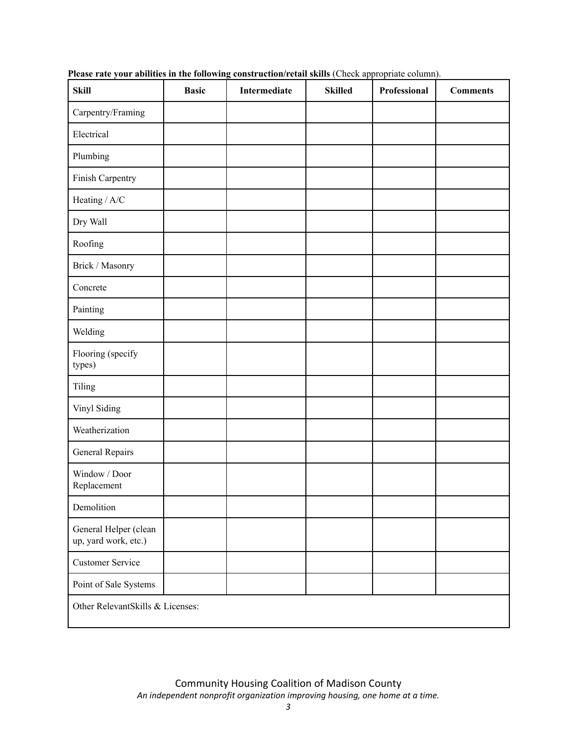**Please rate your abilities in the following construction/retail skills** (Check appropriate column).

| Skill | Basic | Intermediate | Skilled | Professional | Comments |
|---|---|---|---|---|---|
| Carpentry/Framing | | | | | |
| Electrical | | | | | |
| Plumbing | | | | | |
| Finish Carpentry | | | | | |
| Heating / A/C | | | | | |
| Dry Wall | | | | | |
| Roofing | | | | | |
| Brick / Masonry | | | | | |
| Concrete | | | | | |
| Painting | | | | | |
| Welding | | | | | |
| Flooring (specify types) | | | | | |
| Tiling | | | | | |
| Vinyl Siding | | | | | |
| Weatherization | | | | | |
| General Repairs | | | | | |
| Window / Door Replacement | | | | | |
| Demolition | | | | | |
| General Helper (clean up, yard work, etc.) | | | | | |
| Customer Service | | | | | |
| Point of Sale Systems | | | | | |
| Other RelevantSkills & Licenses: | | | | | |

Community Housing Coalition of Madison County
*An independent nonprofit organization improving housing, one home at a time.*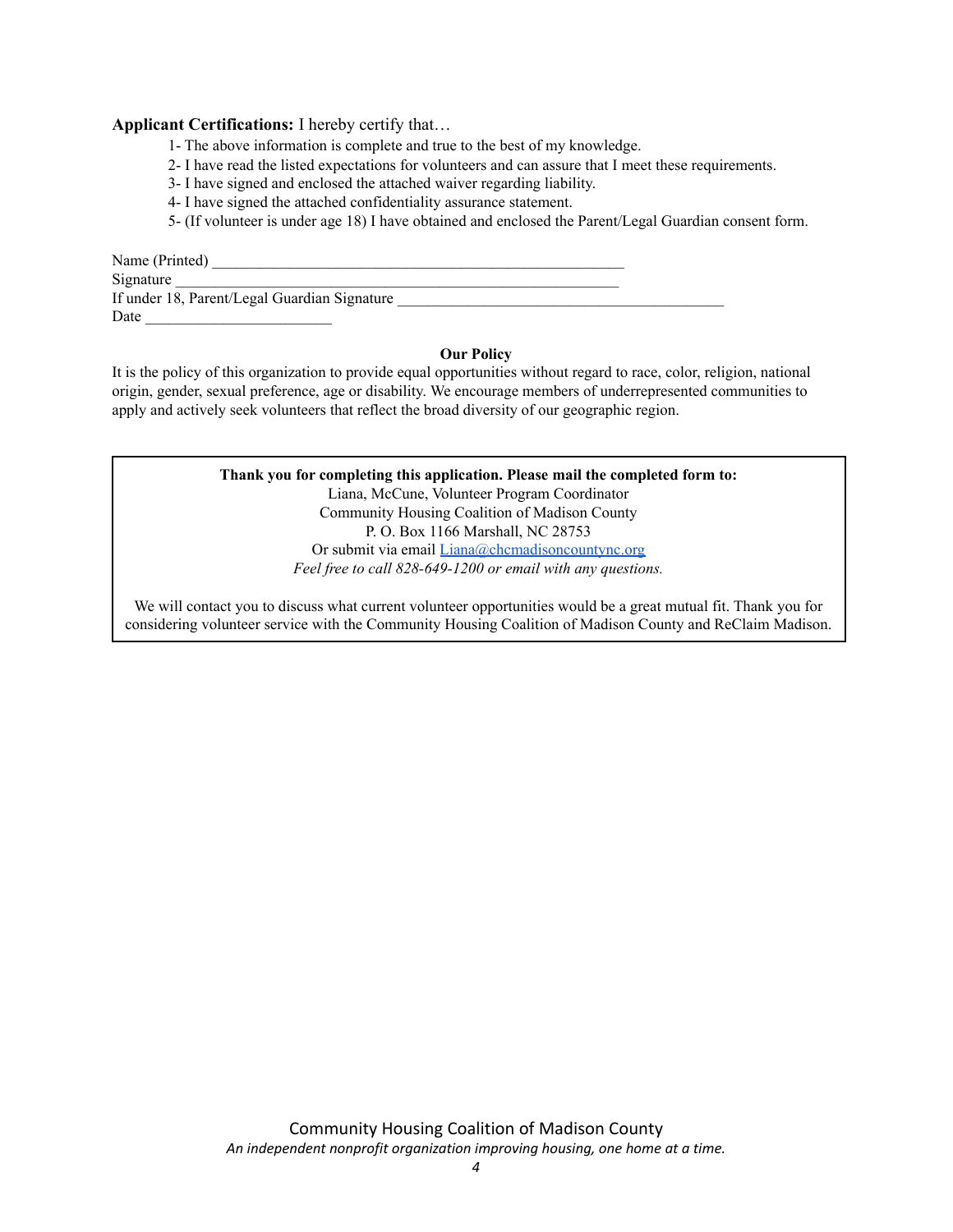**Applicant Certifications:** I hereby certify that…

1- The above information is complete and true to the best of my knowledge.

2- I have read the listed expectations for volunteers and can assure that I meet these requirements.

3- I have signed and enclosed the attached waiver regarding liability.

4- I have signed the attached confidentiality assurance statement.

5- (If volunteer is under age 18) I have obtained and enclosed the Parent/Legal Guardian consent form.

Name (Printed) ________________________________________________________

Signature ____________________________________________________________

If under 18, Parent/Legal Guardian Signature ____________________________________________

Date ________________________

**Our Policy**

It is the policy of this organization to provide equal opportunities without regard to race, color, religion, national origin, gender, sexual preference, age or disability. We encourage members of underrepresented communities to apply and actively seek volunteers that reflect the broad diversity of our geographic region.

**Thank you for completing this application. Please mail the completed form to:**

Liana, McCune, Volunteer Program Coordinator

Community Housing Coalition of Madison County

P. O. Box 1166 Marshall, NC 28753

Or submit via email Liana@chcmadisoncountync.org

*Feel free to call 828-649-1200 or email with any questions.*

We will contact you to discuss what current volunteer opportunities would be a great mutual fit. Thank you for considering volunteer service with the Community Housing Coalition of Madison County and ReClaim Madison.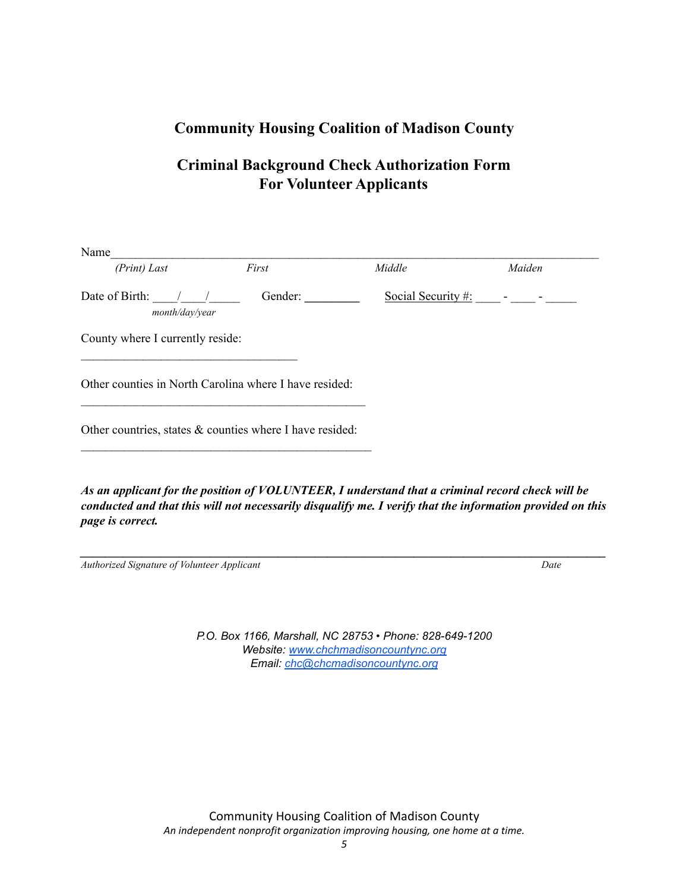## Community Housing Coalition of Madison County

## Criminal Background Check Authorization Form
## For Volunteer Applicants

Name___________________________________________________________________________

*(Print) Last* *First* *Middle* *Maiden*

Date of Birth: ____/____/_____ Gender: _________ Social Security #: ____ - ____ - _____

*month/day/year*

County where I currently reside:

___________________________________

Other counties in North Carolina where I have resided:

______________________________________________

Other countries, states & counties where I have resided:

_______________________________________________

***As an applicant for the position of VOLUNTEER, I understand that a criminal record check will be conducted and that this will not necessarily disqualify me. I verify that the information provided on this page is correct.***

_____________________________________________________________________________________

*Authorized Signature of Volunteer Applicant* *Date*

*P.O. Box 1166, Marshall, NC 28753 • Phone: 828-649-1200*
*Website: [www.chchmadisoncountync.org](http://www.chchmadisoncountync.org)*
*Email: [chc@chcmadisoncountync.org](mailto:chc@chcmadisoncountync.org)*

Community Housing Coalition of Madison County
*An independent nonprofit organization improving housing, one home at a time.*